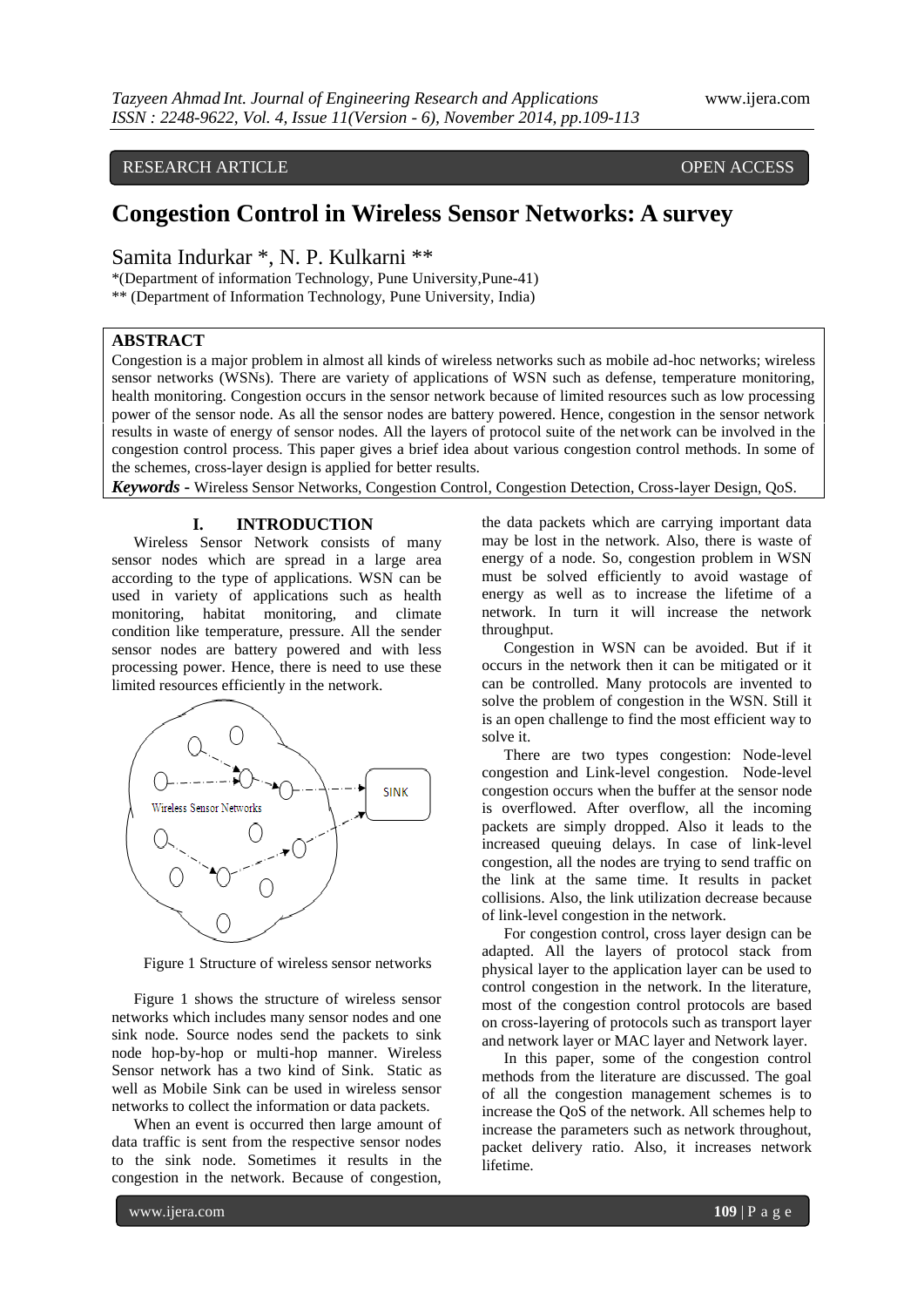RESEARCH ARTICLE OPEN ACCESS

# Congestion Control in Wireless Sensor Networks: A survey

Samita Indurkar *, N. P. Kulkarni **

*(Department of information Technology, Pune University,Pune-41)
** (Department of Information Technology, Pune University, India)

## ABSTRACT

Congestion is a major problem in almost all kinds of wireless networks such as mobile ad-hoc networks; wireless sensor networks (WSNs). There are variety of applications of WSN such as defense, temperature monitoring, health monitoring. Congestion occurs in the sensor network because of limited resources such as low processing power of the sensor node. As all the sensor nodes are battery powered. Hence, congestion in the sensor network results in waste of energy of sensor nodes. All the layers of protocol suite of the network can be involved in the congestion control process. This paper gives a brief idea about various congestion control methods. In some of the schemes, cross-layer design is applied for better results.

***Keywords*** - Wireless Sensor Networks, Congestion Control, Congestion Detection, Cross-layer Design, QoS.

## I. INTRODUCTION

Wireless Sensor Network consists of many sensor nodes which are spread in a large area according to the type of applications. WSN can be used in variety of applications such as health monitoring, habitat monitoring, and climate condition like temperature, pressure. All the sender sensor nodes are battery powered and with less processing power. Hence, there is need to use these limited resources efficiently in the network.

Figure 1 Structure of wireless sensor networks

Figure 1 shows the structure of wireless sensor networks which includes many sensor nodes and one sink node. Source nodes send the packets to sink node hop-by-hop or multi-hop manner. Wireless Sensor network has a two kind of Sink. Static as well as Mobile Sink can be used in wireless sensor networks to collect the information or data packets.

When an event is occurred then large amount of data traffic is sent from the respective sensor nodes to the sink node. Sometimes it results in the congestion in the network. Because of congestion, the data packets which are carrying important data may be lost in the network. Also, there is waste of energy of a node. So, congestion problem in WSN must be solved efficiently to avoid wastage of energy as well as to increase the lifetime of a network. In turn it will increase the network throughput.

Congestion in WSN can be avoided. But if it occurs in the network then it can be mitigated or it can be controlled. Many protocols are invented to solve the problem of congestion in the WSN. Still it is an open challenge to find the most efficient way to solve it.

There are two types congestion: Node-level congestion and Link-level congestion. Node-level congestion occurs when the buffer at the sensor node is overflowed. After overflow, all the incoming packets are simply dropped. Also it leads to the increased queuing delays. In case of link-level congestion, all the nodes are trying to send traffic on the link at the same time. It results in packet collisions. Also, the link utilization decrease because of link-level congestion in the network.

For congestion control, cross layer design can be adapted. All the layers of protocol stack from physical layer to the application layer can be used to control congestion in the network. In the literature, most of the congestion control protocols are based on cross-layering of protocols such as transport layer and network layer or MAC layer and Network layer.

In this paper, some of the congestion control methods from the literature are discussed. The goal of all the congestion management schemes is to increase the QoS of the network. All schemes help to increase the parameters such as network throughput, packet delivery ratio. Also, it increases network lifetime.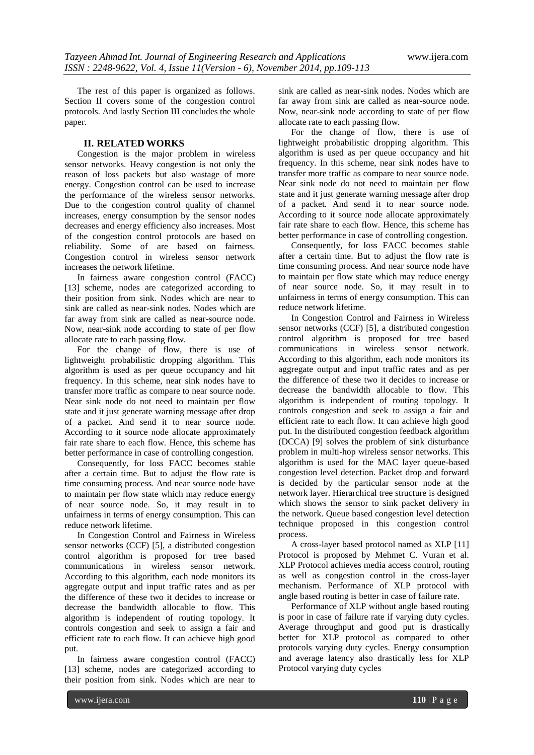The rest of this paper is organized as follows. Section II covers some of the congestion control protocols. And lastly Section III concludes the whole paper.

## II. RELATED WORKS

Congestion is the major problem in wireless sensor networks. Heavy congestion is not only the reason of loss packets but also wastage of more energy. Congestion control can be used to increase the performance of the wireless sensor networks. Due to the congestion control quality of channel increases, energy consumption by the sensor nodes decreases and energy efficiency also increases. Most of the congestion control protocols are based on reliability. Some of are based on fairness. Congestion control in wireless sensor network increases the network lifetime.

In fairness aware congestion control (FACC) [13] scheme, nodes are categorized according to their position from sink. Nodes which are near to sink are called as near-sink nodes. Nodes which are far away from sink are called as near-source node. Now, near-sink node according to state of per flow allocate rate to each passing flow.

For the change of flow, there is use of lightweight probabilistic dropping algorithm. This algorithm is used as per queue occupancy and hit frequency. In this scheme, near sink nodes have to transfer more traffic as compare to near source node. Near sink node do not need to maintain per flow state and it just generate warning message after drop of a packet. And send it to near source node. According to it source node allocate approximately fair rate share to each flow. Hence, this scheme has better performance in case of controlling congestion.

Consequently, for loss FACC becomes stable after a certain time. But to adjust the flow rate is time consuming process. And near source node have to maintain per flow state which may reduce energy of near source node. So, it may result in to unfairness in terms of energy consumption. This can reduce network lifetime.

In Congestion Control and Fairness in Wireless sensor networks (CCF) [5], a distributed congestion control algorithm is proposed for tree based communications in wireless sensor network. According to this algorithm, each node monitors its aggregate output and input traffic rates and as per the difference of these two it decides to increase or decrease the bandwidth allocable to flow. This algorithm is independent of routing topology. It controls congestion and seek to assign a fair and efficient rate to each flow. It can achieve high good put.

In fairness aware congestion control (FACC) [13] scheme, nodes are categorized according to their position from sink. Nodes which are near to sink are called as near-sink nodes. Nodes which are far away from sink are called as near-source node. Now, near-sink node according to state of per flow allocate rate to each passing flow.

For the change of flow, there is use of lightweight probabilistic dropping algorithm. This algorithm is used as per queue occupancy and hit frequency. In this scheme, near sink nodes have to transfer more traffic as compare to near source node. Near sink node do not need to maintain per flow state and it just generate warning message after drop of a packet. And send it to near source node. According to it source node allocate approximately fair rate share to each flow. Hence, this scheme has better performance in case of controlling congestion.

Consequently, for loss FACC becomes stable after a certain time. But to adjust the flow rate is time consuming process. And near source node have to maintain per flow state which may reduce energy of near source node. So, it may result in to unfairness in terms of energy consumption. This can reduce network lifetime.

In Congestion Control and Fairness in Wireless sensor networks (CCF) [5], a distributed congestion control algorithm is proposed for tree based communications in wireless sensor network. According to this algorithm, each node monitors its aggregate output and input traffic rates and as per the difference of these two it decides to increase or decrease the bandwidth allocable to flow. This algorithm is independent of routing topology. It controls congestion and seek to assign a fair and efficient rate to each flow. It can achieve high good put. In the distributed congestion feedback algorithm (DCCA) [9] solves the problem of sink disturbance problem in multi-hop wireless sensor networks. This algorithm is used for the MAC layer queue-based congestion level detection. Packet drop and forward is decided by the particular sensor node at the network layer. Hierarchical tree structure is designed which shows the sensor to sink packet delivery in the network. Queue based congestion level detection technique proposed in this congestion control process.

A cross-layer based protocol named as XLP [11] Protocol is proposed by Mehmet C. Vuran et al. XLP Protocol achieves media access control, routing as well as congestion control in the cross-layer mechanism. Performance of XLP protocol with angle based routing is better in case of failure rate.

Performance of XLP without angle based routing is poor in case of failure rate if varying duty cycles. Average throughput and good put is drastically better for XLP protocol as compared to other protocols varying duty cycles. Energy consumption and average latency also drastically less for XLP Protocol varying duty cycles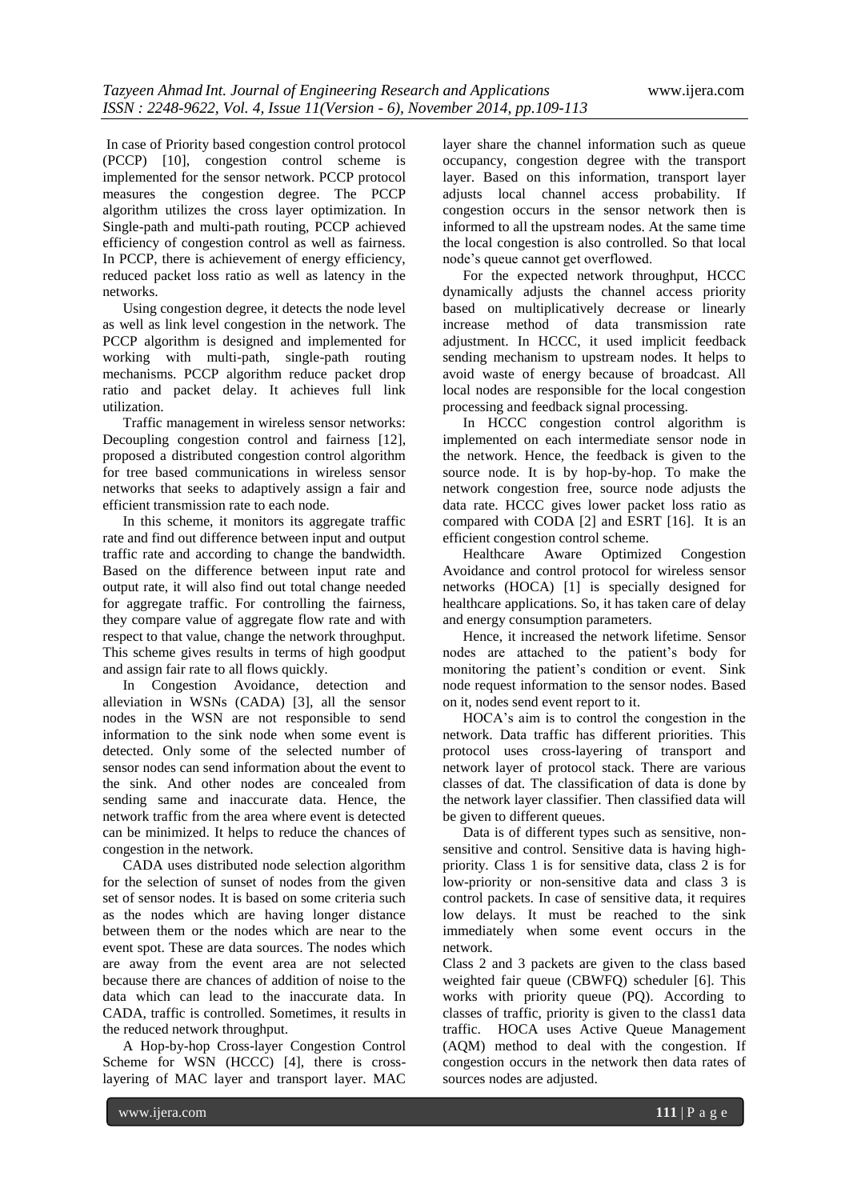In case of Priority based congestion control protocol (PCCP) [10], congestion control scheme is implemented for the sensor network. PCCP protocol measures the congestion degree. The PCCP algorithm utilizes the cross layer optimization. In Single-path and multi-path routing, PCCP achieved efficiency of congestion control as well as fairness. In PCCP, there is achievement of energy efficiency, reduced packet loss ratio as well as latency in the networks.

Using congestion degree, it detects the node level as well as link level congestion in the network. The PCCP algorithm is designed and implemented for working with multi-path, single-path routing mechanisms. PCCP algorithm reduce packet drop ratio and packet delay. It achieves full link utilization.

Traffic management in wireless sensor networks: Decoupling congestion control and fairness [12], proposed a distributed congestion control algorithm for tree based communications in wireless sensor networks that seeks to adaptively assign a fair and efficient transmission rate to each node.

In this scheme, it monitors its aggregate traffic rate and find out difference between input and output traffic rate and according to change the bandwidth. Based on the difference between input rate and output rate, it will also find out total change needed for aggregate traffic. For controlling the fairness, they compare value of aggregate flow rate and with respect to that value, change the network throughput. This scheme gives results in terms of high goodput and assign fair rate to all flows quickly.

In Congestion Avoidance, detection and alleviation in WSNs (CADA) [3], all the sensor nodes in the WSN are not responsible to send information to the sink node when some event is detected. Only some of the selected number of sensor nodes can send information about the event to the sink. And other nodes are concealed from sending same and inaccurate data. Hence, the network traffic from the area where event is detected can be minimized. It helps to reduce the chances of congestion in the network.

CADA uses distributed node selection algorithm for the selection of sunset of nodes from the given set of sensor nodes. It is based on some criteria such as the nodes which are having longer distance between them or the nodes which are near to the event spot. These are data sources. The nodes which are away from the event area are not selected because there are chances of addition of noise to the data which can lead to the inaccurate data. In CADA, traffic is controlled. Sometimes, it results in the reduced network throughput.

A Hop-by-hop Cross-layer Congestion Control Scheme for WSN (HCCC) [4], there is cross-layering of MAC layer and transport layer. MAC layer share the channel information such as queue occupancy, congestion degree with the transport layer. Based on this information, transport layer adjusts local channel access probability. If congestion occurs in the sensor network then is informed to all the upstream nodes. At the same time the local congestion is also controlled. So that local node's queue cannot get overflowed.

For the expected network throughput, HCCC dynamically adjusts the channel access priority based on multiplicatively decrease or linearly increase method of data transmission rate adjustment. In HCCC, it used implicit feedback sending mechanism to upstream nodes. It helps to avoid waste of energy because of broadcast. All local nodes are responsible for the local congestion processing and feedback signal processing.

In HCCC congestion control algorithm is implemented on each intermediate sensor node in the network. Hence, the feedback is given to the source node. It is by hop-by-hop. To make the network congestion free, source node adjusts the data rate. HCCC gives lower packet loss ratio as compared with CODA [2] and ESRT [16]. It is an efficient congestion control scheme.

Healthcare Aware Optimized Congestion Avoidance and control protocol for wireless sensor networks (HOCA) [1] is specially designed for healthcare applications. So, it has taken care of delay and energy consumption parameters.

Hence, it increased the network lifetime. Sensor nodes are attached to the patient's body for monitoring the patient's condition or event. Sink node request information to the sensor nodes. Based on it, nodes send event report to it.

HOCA's aim is to control the congestion in the network. Data traffic has different priorities. This protocol uses cross-layering of transport and network layer of protocol stack. There are various classes of dat. The classification of data is done by the network layer classifier. Then classified data will be given to different queues.

Data is of different types such as sensitive, non-sensitive and control. Sensitive data is having high-priority. Class 1 is for sensitive data, class 2 is for low-priority or non-sensitive data and class 3 is control packets. In case of sensitive data, it requires low delays. It must be reached to the sink immediately when some event occurs in the network.

Class 2 and 3 packets are given to the class based weighted fair queue (CBWFQ) scheduler [6]. This works with priority queue (PQ). According to classes of traffic, priority is given to the class1 data traffic. HOCA uses Active Queue Management (AQM) method to deal with the congestion. If congestion occurs in the network then data rates of sources nodes are adjusted.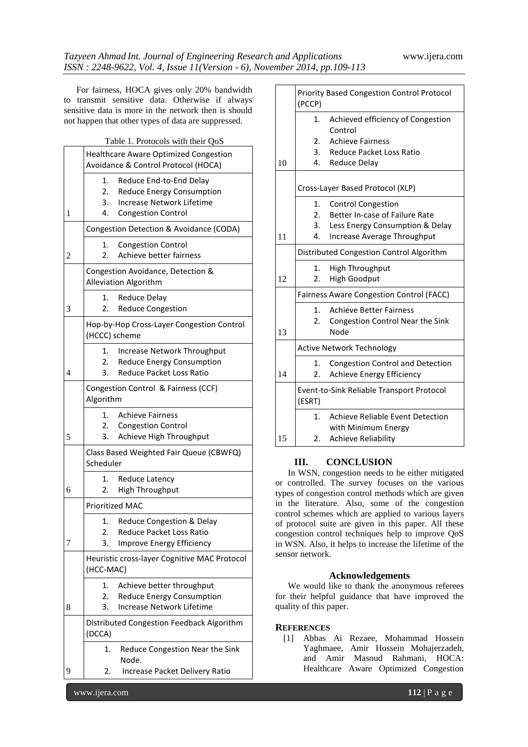For fairness, HOCA gives only 20% bandwidth to transmit sensitive data. Otherwise if always sensitive data is more in the network then is should not happen that other types of data are suppressed.

Table 1. Protocols with their QoS

| No. | Protocol / QoS |
|---|---|
| 1 | **Healthcare Aware Optimized Congestion Avoidance & Control Protocol (HOCA)** |
| | 1. Reduce End-to-End Delay<br>2. Reduce Energy Consumption<br>3. Increase Network Lifetime<br>4. Congestion Control |
| 2 | **Congestion Detection & Avoidance (CODA)** |
| | 1. Congestion Control<br>2. Achieve better fairness |
| 3 | **Congestion Avoidance, Detection & Alleviation Algorithm** |
| | 1. Reduce Delay<br>2. Reduce Congestion |
| 4 | **Hop-by-Hop Cross-Layer Congestion Control (HCCC) scheme** |
| | 1. Increase Network Throughput<br>2. Reduce Energy Consumption<br>3. Reduce Packet Loss Ratio |
| 5 | **Congestion Control & Fairness (CCF) Algorithm** |
| | 1. Achieve Fairness<br>2. Congestion Control<br>3. Achieve High Throughput |
| 6 | **Class Based Weighted Fair Queue (CBWFQ) Scheduler** |
| | 1. Reduce Latency<br>2. High Throughput |
| 7 | **Prioritized MAC** |
| | 1. Reduce Congestion & Delay<br>2. Reduce Packet Loss Ratio<br>3. Improve Energy Efficiency |
| 8 | **Heuristic cross-layer Cognitive MAC Protocol (HCC-MAC)** |
| | 1. Achieve better throughput<br>2. Reduce Energy Consumption<br>3. Increase Network Lifetime |
| 9 | **Distributed Congestion Feedback Algorithm (DCCA)** |
| | 1. Reduce Congestion Near the Sink Node.<br>2. Increase Packet Delivery Ratio |
| 10 | **Priority Based Congestion Control Protocol (PCCP)** |
| | 1. Achieved efficiency of Congestion Control<br>2. Achieve Fairness<br>3. Reduce Packet Loss Ratio<br>4. Reduce Delay |
| 11 | **Cross-Layer Based Protocol (XLP)** |
| | 1. Control Congestion<br>2. Better In-case of Failure Rate<br>3. Less Energy Consumption & Delay<br>4. Increase Average Throughput |
| 12 | **Distributed Congestion Control Algorithm** |
| | 1. High Throughput<br>2. High Goodput |
| 13 | **Fairness Aware Congestion Control (FACC)** |
| | 1. Achieve Better Fairness<br>2. Congestion Control Near the Sink Node |
| 14 | **Active Network Technology** |
| | 1. Congestion Control and Detection<br>2. Achieve Energy Efficiency |
| 15 | **Event-to-Sink Reliable Transport Protocol (ESRT)** |
| | 1. Achieve Reliable Event Detection with Minimum Energy<br>2. Achieve Reliability |

## III. CONCLUSION

In WSN, congestion needs to be either mitigated or controlled. The survey focuses on the various types of congestion control methods which are given in the literature. Also, some of the congestion control schemes which are applied to various layers of protocol suite are given in this paper. All these congestion control techniques help to improve QoS in WSN. Also, it helps to increase the lifetime of the sensor network.

### Acknowledgements

We would like to thank the anonymous referees for their helpful guidance that have improved the quality of this paper.

## REFERENCES

[1] Abbas Ai Rezaee, Mohammad Hossein Yaghmaee, Amir Hossein Mohajerzadeh, and Amir Masoud Rahmani, HOCA: Healthcare Aware Optimized Congestion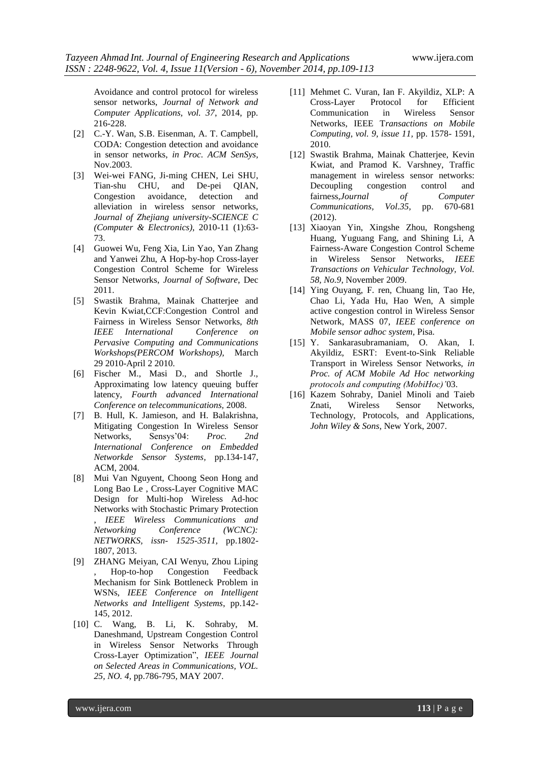Avoidance and control protocol for wireless sensor networks, *Journal of Network and Computer Applications, vol. 37*, 2014, pp. 216-228.

[2] C.-Y. Wan, S.B. Eisenman, A. T. Campbell, CODA: Congestion detection and avoidance in sensor networks, *in Proc. ACM SenSys*, Nov.2003.

[3] Wei-wei FANG, Ji-ming CHEN, Lei SHU, Tian-shu CHU, and De-pei QIAN, Congestion avoidance, detection and alleviation in wireless sensor networks, *Journal of Zhejiang university-SCIENCE C (Computer & Electronics)*, 2010-11 (1):63-73.

[4] Guowei Wu, Feng Xia, Lin Yao, Yan Zhang and Yanwei Zhu, A Hop-by-hop Cross-layer Congestion Control Scheme for Wireless Sensor Networks, *Journal of Software*, Dec 2011.

[5] Swastik Brahma, Mainak Chatterjee and Kevin Kwiat,CCF:Congestion Control and Fairness in Wireless Sensor Networks, *8th IEEE International Conference on Pervasive Computing and Communications Workshops(PERCOM Workshops)*, March 29 2010-April 2 2010.

[6] Fischer M., Masi D., and Shortle J., Approximating low latency queuing buffer latency, *Fourth advanced International Conference on telecommunications*, 2008.

[7] B. Hull, K. Jamieson, and H. Balakrishna, Mitigating Congestion In Wireless Sensor Networks, Sensys'04: *Proc. 2nd International Conference on Embedded Networkde Sensor Systems*, pp.134-147, ACM, 2004.

[8] Mui Van Nguyent, Choong Seon Hong and Long Bao Le , Cross-Layer Cognitive MAC Design for Multi-hop Wireless Ad-hoc Networks with Stochastic Primary Protection , *IEEE Wireless Communications and Networking Conference (WCNC): NETWORKS, issn- 1525-3511*, pp.1802-1807, 2013.

[9] ZHANG Meiyan, CAI Wenyu, Zhou Liping , Hop-to-hop Congestion Feedback Mechanism for Sink Bottleneck Problem in WSNs, *IEEE Conference on Intelligent Networks and Intelligent Systems*, pp.142-145, 2012.

[10] C. Wang, B. Li, K. Sohraby, M. Daneshmand, Upstream Congestion Control in Wireless Sensor Networks Through Cross-Layer Optimization", *IEEE Journal on Selected Areas in Communications, VOL. 25, NO. 4*, pp.786-795, MAY 2007.

[11] Mehmet C. Vuran, Ian F. Akyildiz, XLP: A Cross-Layer Protocol for Efficient Communication in Wireless Sensor Networks, IEEE T*ransactions on Mobile Computing, vol. 9, issue 11*, pp. 1578- 1591, 2010.

[12] Swastik Brahma, Mainak Chatterjee, Kevin Kwiat, and Pramod K. Varshney, Traffic management in wireless sensor networks: Decoupling congestion control and fairness,*Journal of Computer Communications, Vol.35*, pp. 670-681 (2012).

[13] Xiaoyan Yin, Xingshe Zhou, Rongsheng Huang, Yuguang Fang, and Shining Li, A Fairness-Aware Congestion Control Scheme in Wireless Sensor Networks, *IEEE Transactions on Vehicular Technology, Vol. 58, No.9*, November 2009.

[14] Ying Ouyang, F. ren, Chuang lin, Tao He, Chao Li, Yada Hu, Hao Wen, A simple active congestion control in Wireless Sensor Network, MASS 07, *IEEE conference on Mobile sensor adhoc system*, Pisa.

[15] Y. Sankarasubramaniam, O. Akan, I. Akyildiz, ESRT: Event-to-Sink Reliable Transport in Wireless Sensor Networks, *in Proc. of ACM Mobile Ad Hoc networking protocols and computing (MobiHoc)'*03.

[16] Kazem Sohraby, Daniel Minoli and Taieb Znati, Wireless Sensor Networks, Technology, Protocols, and Applications, *John Wiley & Sons*, New York, 2007.